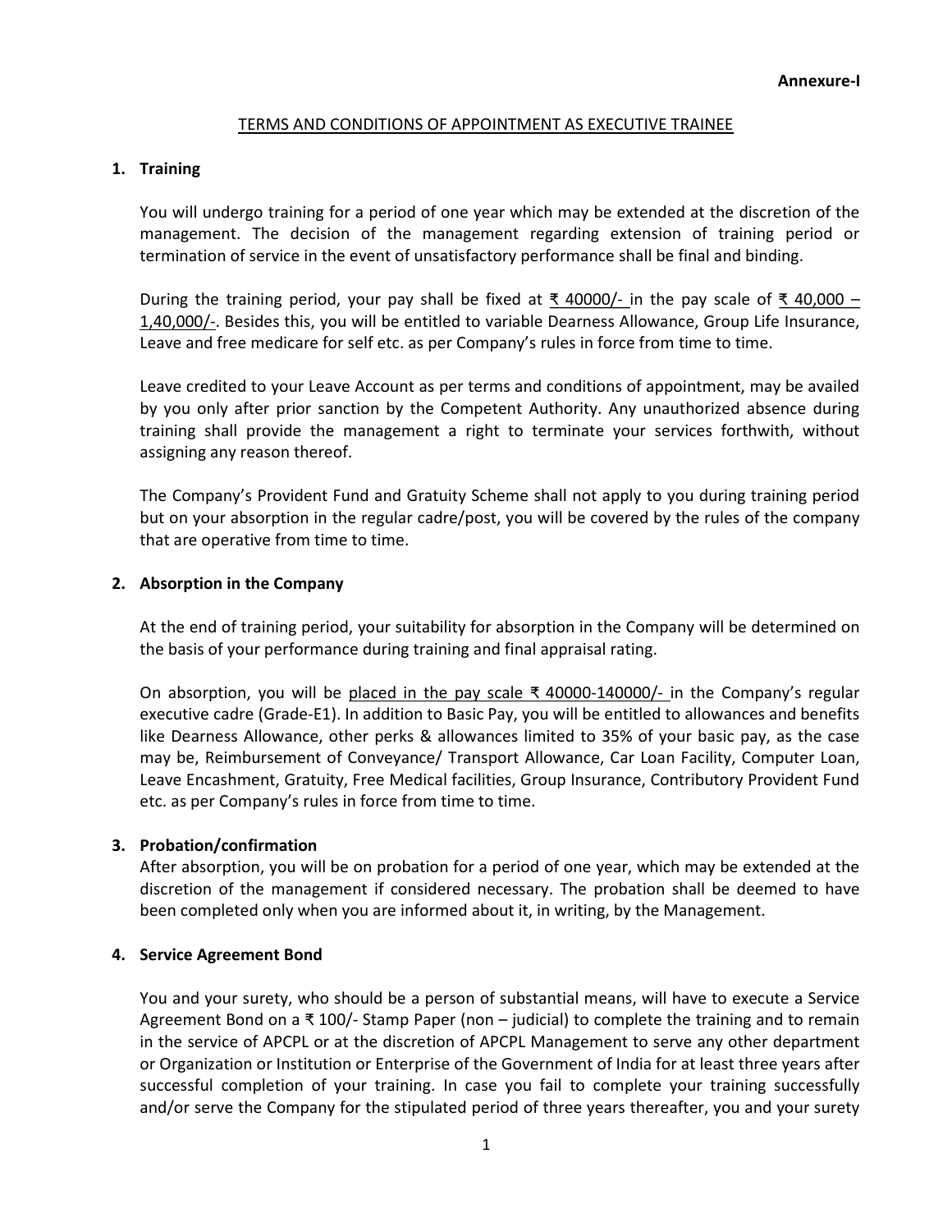**Annexure-I**

## TERMS AND CONDITIONS OF APPOINTMENT AS EXECUTIVE TRAINEE

### 1. Training

You will undergo training for a period of one year which may be extended at the discretion of the management. The decision of the management regarding extension of training period or termination of service in the event of unsatisfactory performance shall be final and binding.

During the training period, your pay shall be fixed at ₹ 40000/- in the pay scale of ₹ 40,000 – 1,40,000/-. Besides this, you will be entitled to variable Dearness Allowance, Group Life Insurance, Leave and free medicare for self etc. as per Company's rules in force from time to time.

Leave credited to your Leave Account as per terms and conditions of appointment, may be availed by you only after prior sanction by the Competent Authority. Any unauthorized absence during training shall provide the management a right to terminate your services forthwith, without assigning any reason thereof.

The Company's Provident Fund and Gratuity Scheme shall not apply to you during training period but on your absorption in the regular cadre/post, you will be covered by the rules of the company that are operative from time to time.

### 2. Absorption in the Company

At the end of training period, your suitability for absorption in the Company will be determined on the basis of your performance during training and final appraisal rating.

On absorption, you will be placed in the pay scale ₹ 40000-140000/- in the Company's regular executive cadre (Grade-E1). In addition to Basic Pay, you will be entitled to allowances and benefits like Dearness Allowance, other perks & allowances limited to 35% of your basic pay, as the case may be, Reimbursement of Conveyance/ Transport Allowance, Car Loan Facility, Computer Loan, Leave Encashment, Gratuity, Free Medical facilities, Group Insurance, Contributory Provident Fund etc. as per Company's rules in force from time to time.

### 3. Probation/confirmation

After absorption, you will be on probation for a period of one year, which may be extended at the discretion of the management if considered necessary. The probation shall be deemed to have been completed only when you are informed about it, in writing, by the Management.

### 4. Service Agreement Bond

You and your surety, who should be a person of substantial means, will have to execute a Service Agreement Bond on a ₹ 100/- Stamp Paper (non – judicial) to complete the training and to remain in the service of APCPL or at the discretion of APCPL Management to serve any other department or Organization or Institution or Enterprise of the Government of India for at least three years after successful completion of your training. In case you fail to complete your training successfully and/or serve the Company for the stipulated period of three years thereafter, you and your surety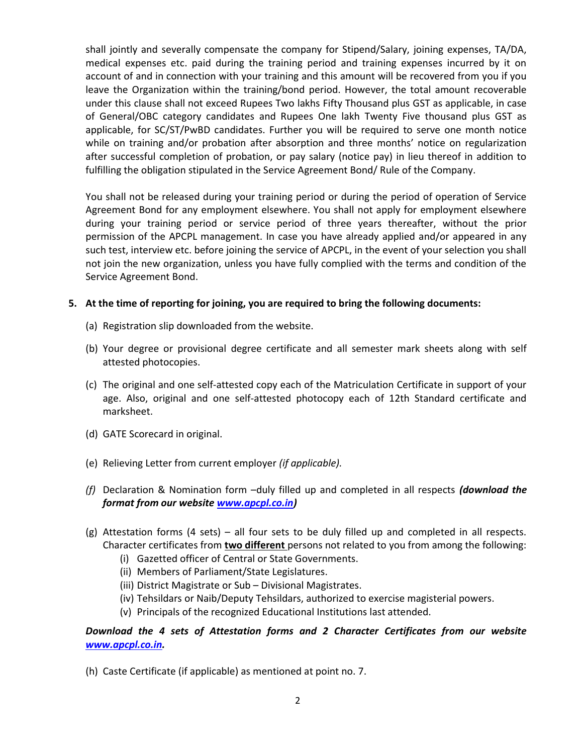shall jointly and severally compensate the company for Stipend/Salary, joining expenses, TA/DA, medical expenses etc. paid during the training period and training expenses incurred by it on account of and in connection with your training and this amount will be recovered from you if you leave the Organization within the training/bond period. However, the total amount recoverable under this clause shall not exceed Rupees Two lakhs Fifty Thousand plus GST as applicable, in case of General/OBC category candidates and Rupees One lakh Twenty Five thousand plus GST as applicable, for SC/ST/PwBD candidates. Further you will be required to serve one month notice while on training and/or probation after absorption and three months' notice on regularization after successful completion of probation, or pay salary (notice pay) in lieu thereof in addition to fulfilling the obligation stipulated in the Service Agreement Bond/ Rule of the Company.

You shall not be released during your training period or during the period of operation of Service Agreement Bond for any employment elsewhere. You shall not apply for employment elsewhere during your training period or service period of three years thereafter, without the prior permission of the APCPL management. In case you have already applied and/or appeared in any such test, interview etc. before joining the service of APCPL, in the event of your selection you shall not join the new organization, unless you have fully complied with the terms and condition of the Service Agreement Bond.

5. **At the time of reporting for joining, you are required to bring the following documents:**

   (a) Registration slip downloaded from the website.

   (b) Your degree or provisional degree certificate and all semester mark sheets along with self attested photocopies.

   (c) The original and one self-attested copy each of the Matriculation Certificate in support of your age. Also, original and one self-attested photocopy each of 12th Standard certificate and marksheet.

   (d) GATE Scorecard in original.

   (e) Relieving Letter from current employer *(if applicable).*

   *(f)* Declaration & Nomination form –duly filled up and completed in all respects ***(download the format from our website [www.apcpl.co.in](http://www.apcpl.co.in))***

   (g) Attestation forms (4 sets) – all four sets to be duly filled up and completed in all respects. Character certificates from **two different** persons not related to you from among the following:
      - (i) Gazetted officer of Central or State Governments.
      - (ii) Members of Parliament/State Legislatures.
      - (iii) District Magistrate or Sub – Divisional Magistrates.
      - (iv) Tehsildars or Naib/Deputy Tehsildars, authorized to exercise magisterial powers.
      - (v) Principals of the recognized Educational Institutions last attended.

   ***Download the 4 sets of Attestation forms and 2 Character Certificates from our website [www.apcpl.co.in](http://www.apcpl.co.in).***

   (h) Caste Certificate (if applicable) as mentioned at point no. 7.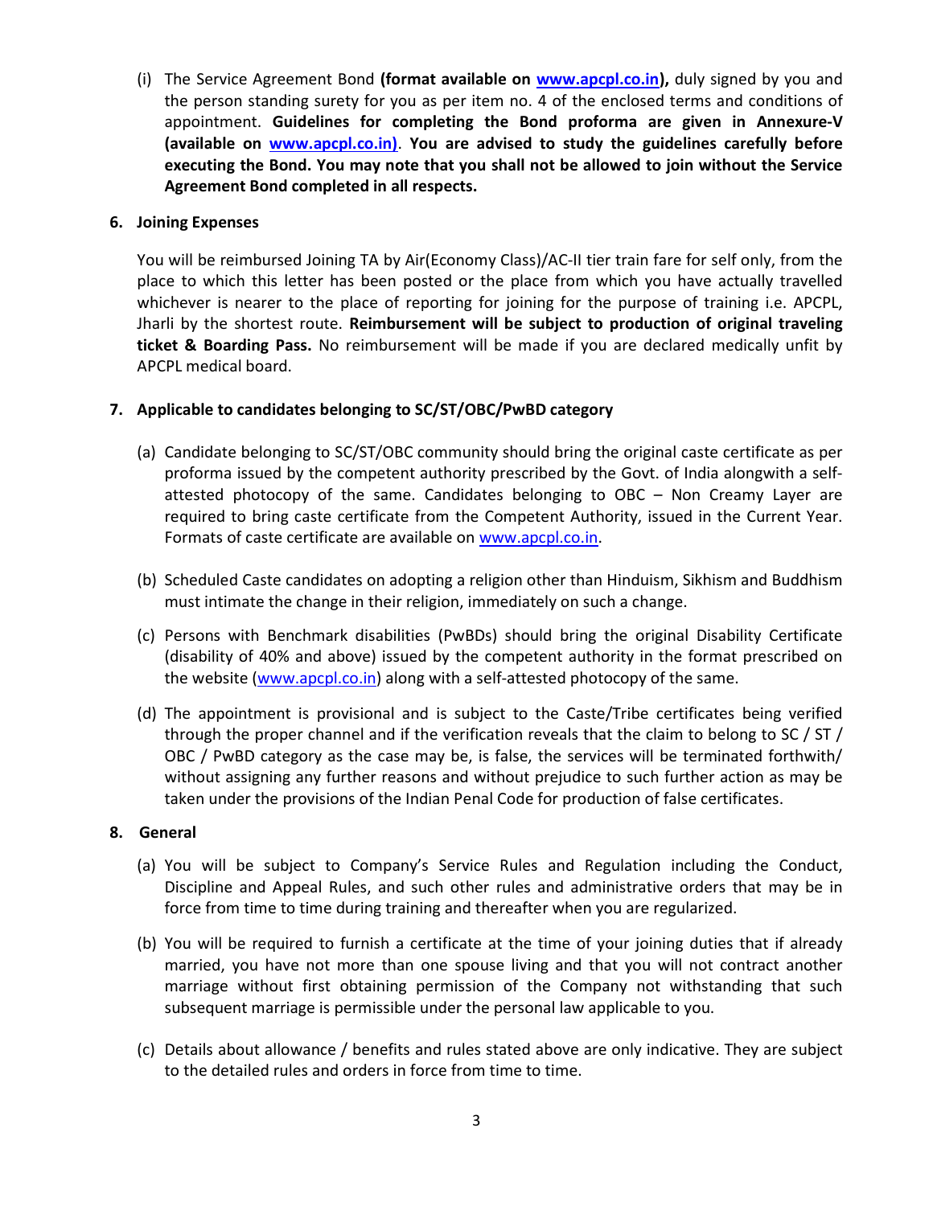(i) The Service Agreement Bond **(format available on [www.apcpl.co.in](http://www.apcpl.co.in)),** duly signed by you and the person standing surety for you as per item no. 4 of the enclosed terms and conditions of appointment. **Guidelines for completing the Bond proforma are given in Annexure-V (available on [www.apcpl.co.in](http://www.apcpl.co.in))**. **You are advised to study the guidelines carefully before executing the Bond. You may note that you shall not be allowed to join without the Service Agreement Bond completed in all respects.**

**6. Joining Expenses**

You will be reimbursed Joining TA by Air(Economy Class)/AC-II tier train fare for self only, from the place to which this letter has been posted or the place from which you have actually travelled whichever is nearer to the place of reporting for joining for the purpose of training i.e. APCPL, Jharli by the shortest route. **Reimbursement will be subject to production of original traveling ticket & Boarding Pass.** No reimbursement will be made if you are declared medically unfit by APCPL medical board.

**7. Applicable to candidates belonging to SC/ST/OBC/PwBD category**

(a) Candidate belonging to SC/ST/OBC community should bring the original caste certificate as per proforma issued by the competent authority prescribed by the Govt. of India alongwith a self-attested photocopy of the same. Candidates belonging to OBC – Non Creamy Layer are required to bring caste certificate from the Competent Authority, issued in the Current Year. Formats of caste certificate are available on [www.apcpl.co.in](http://www.apcpl.co.in).

(b) Scheduled Caste candidates on adopting a religion other than Hinduism, Sikhism and Buddhism must intimate the change in their religion, immediately on such a change.

(c) Persons with Benchmark disabilities (PwBDs) should bring the original Disability Certificate (disability of 40% and above) issued by the competent authority in the format prescribed on the website ([www.apcpl.co.in](http://www.apcpl.co.in)) along with a self-attested photocopy of the same.

(d) The appointment is provisional and is subject to the Caste/Tribe certificates being verified through the proper channel and if the verification reveals that the claim to belong to SC / ST / OBC / PwBD category as the case may be, is false, the services will be terminated forthwith/ without assigning any further reasons and without prejudice to such further action as may be taken under the provisions of the Indian Penal Code for production of false certificates.

**8. General**

(a) You will be subject to Company's Service Rules and Regulation including the Conduct, Discipline and Appeal Rules, and such other rules and administrative orders that may be in force from time to time during training and thereafter when you are regularized.

(b) You will be required to furnish a certificate at the time of your joining duties that if already married, you have not more than one spouse living and that you will not contract another marriage without first obtaining permission of the Company not withstanding that such subsequent marriage is permissible under the personal law applicable to you.

(c) Details about allowance / benefits and rules stated above are only indicative. They are subject to the detailed rules and orders in force from time to time.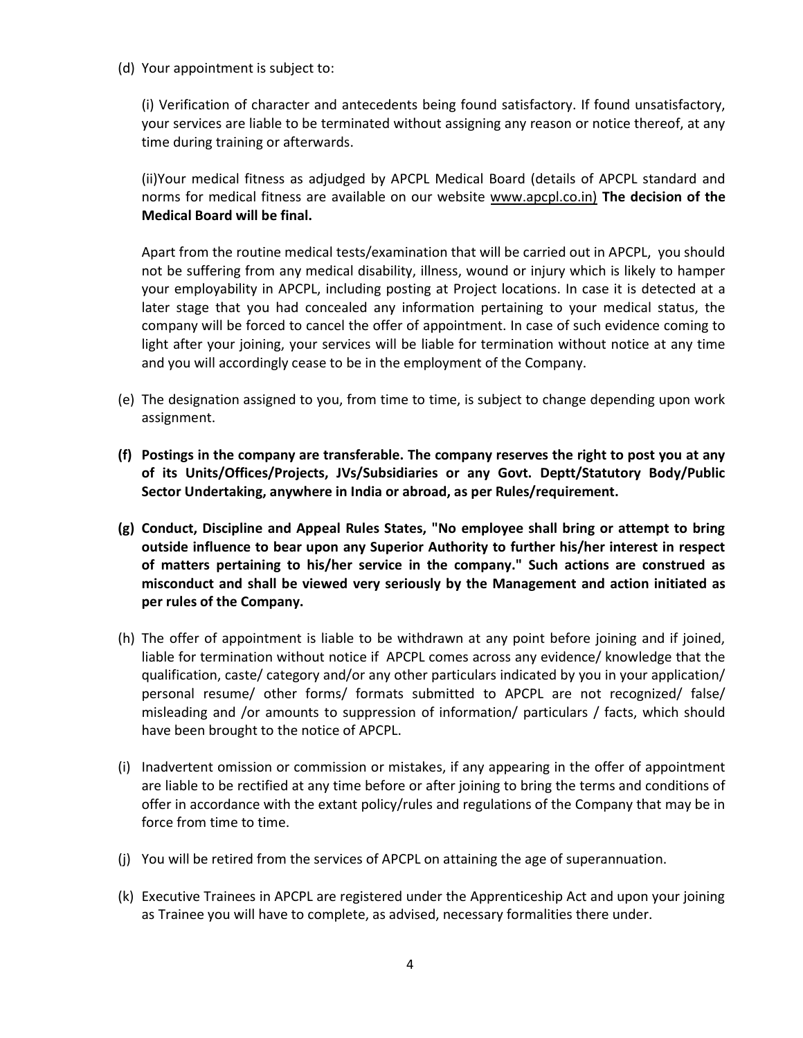(d) Your appointment is subject to:

(i) Verification of character and antecedents being found satisfactory. If found unsatisfactory, your services are liable to be terminated without assigning any reason or notice thereof, at any time during training or afterwards.

(ii)Your medical fitness as adjudged by APCPL Medical Board (details of APCPL standard and norms for medical fitness are available on our website www.apcpl.co.in) **The decision of the Medical Board will be final.**

Apart from the routine medical tests/examination that will be carried out in APCPL, you should not be suffering from any medical disability, illness, wound or injury which is likely to hamper your employability in APCPL, including posting at Project locations. In case it is detected at a later stage that you had concealed any information pertaining to your medical status, the company will be forced to cancel the offer of appointment. In case of such evidence coming to light after your joining, your services will be liable for termination without notice at any time and you will accordingly cease to be in the employment of the Company.

(e) The designation assigned to you, from time to time, is subject to change depending upon work assignment.

**(f) Postings in the company are transferable. The company reserves the right to post you at any of its Units/Offices/Projects, JVs/Subsidiaries or any Govt. Deptt/Statutory Body/Public Sector Undertaking, anywhere in India or abroad, as per Rules/requirement.**

**(g) Conduct, Discipline and Appeal Rules States, "No employee shall bring or attempt to bring outside influence to bear upon any Superior Authority to further his/her interest in respect of matters pertaining to his/her service in the company." Such actions are construed as misconduct and shall be viewed very seriously by the Management and action initiated as per rules of the Company.**

(h) The offer of appointment is liable to be withdrawn at any point before joining and if joined, liable for termination without notice if APCPL comes across any evidence/ knowledge that the qualification, caste/ category and/or any other particulars indicated by you in your application/ personal resume/ other forms/ formats submitted to APCPL are not recognized/ false/ misleading and /or amounts to suppression of information/ particulars / facts, which should have been brought to the notice of APCPL.

(i) Inadvertent omission or commission or mistakes, if any appearing in the offer of appointment are liable to be rectified at any time before or after joining to bring the terms and conditions of offer in accordance with the extant policy/rules and regulations of the Company that may be in force from time to time.

(j) You will be retired from the services of APCPL on attaining the age of superannuation.

(k) Executive Trainees in APCPL are registered under the Apprenticeship Act and upon your joining as Trainee you will have to complete, as advised, necessary formalities there under.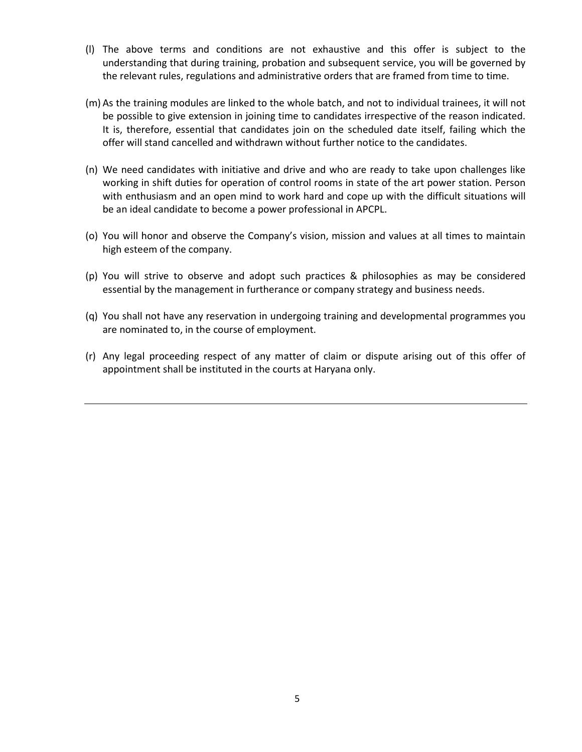(l) The above terms and conditions are not exhaustive and this offer is subject to the understanding that during training, probation and subsequent service, you will be governed by the relevant rules, regulations and administrative orders that are framed from time to time.

(m) As the training modules are linked to the whole batch, and not to individual trainees, it will not be possible to give extension in joining time to candidates irrespective of the reason indicated. It is, therefore, essential that candidates join on the scheduled date itself, failing which the offer will stand cancelled and withdrawn without further notice to the candidates.

(n) We need candidates with initiative and drive and who are ready to take upon challenges like working in shift duties for operation of control rooms in state of the art power station. Person with enthusiasm and an open mind to work hard and cope up with the difficult situations will be an ideal candidate to become a power professional in APCPL.

(o) You will honor and observe the Company's vision, mission and values at all times to maintain high esteem of the company.

(p) You will strive to observe and adopt such practices & philosophies as may be considered essential by the management in furtherance or company strategy and business needs.

(q) You shall not have any reservation in undergoing training and developmental programmes you are nominated to, in the course of employment.

(r) Any legal proceeding respect of any matter of claim or dispute arising out of this offer of appointment shall be instituted in the courts at Haryana only.

---